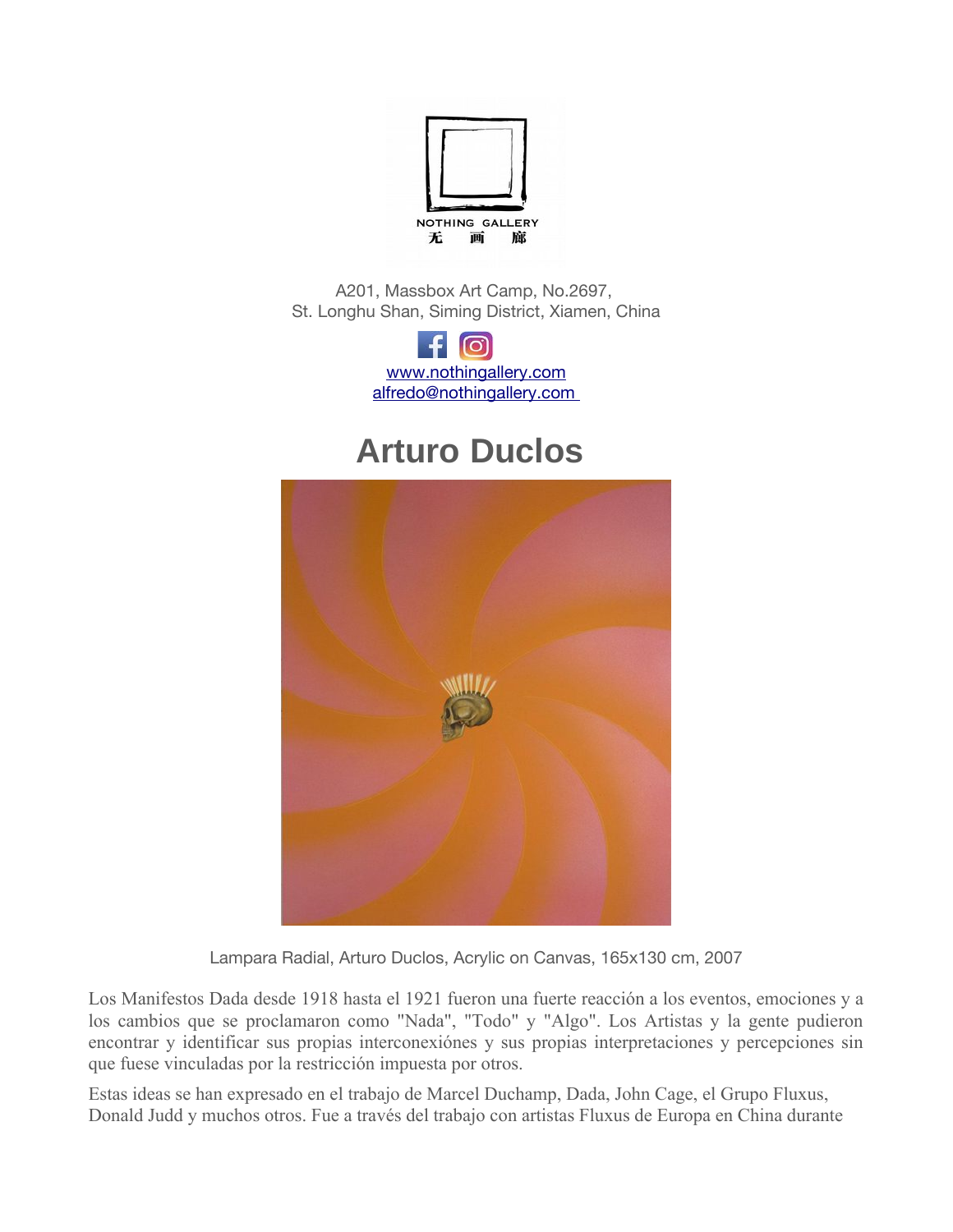NOTHING GALLERY
无 画 廊

A201, Massbox Art Camp, No.2697,
St. Longhu Shan, Siming District, Xiamen, China

[www.nothingallery.com](http://www.nothingallery.com)
[alfredo@nothingallery.com](mailto:alfredo@nothingallery.com)

# Arturo Duclos

Lampara Radial, Arturo Duclos, Acrylic on Canvas, 165x130 cm, 2007

Los Manifestos Dada desde 1918 hasta el 1921 fueron una fuerte reacción a los eventos, emociones y a los cambios que se proclamaron como "Nada", "Todo" y "Algo". Los Artistas y la gente pudieron encontrar y identificar sus propias interconexiónes y sus propias interpretaciones y percepciones sin que fuese vinculadas por la restricción impuesta por otros.

Estas ideas se han expresado en el trabajo de Marcel Duchamp, Dada, John Cage, el Grupo Fluxus, Donald Judd y muchos otros. Fue a través del trabajo con artistas Fluxus de Europa en China durante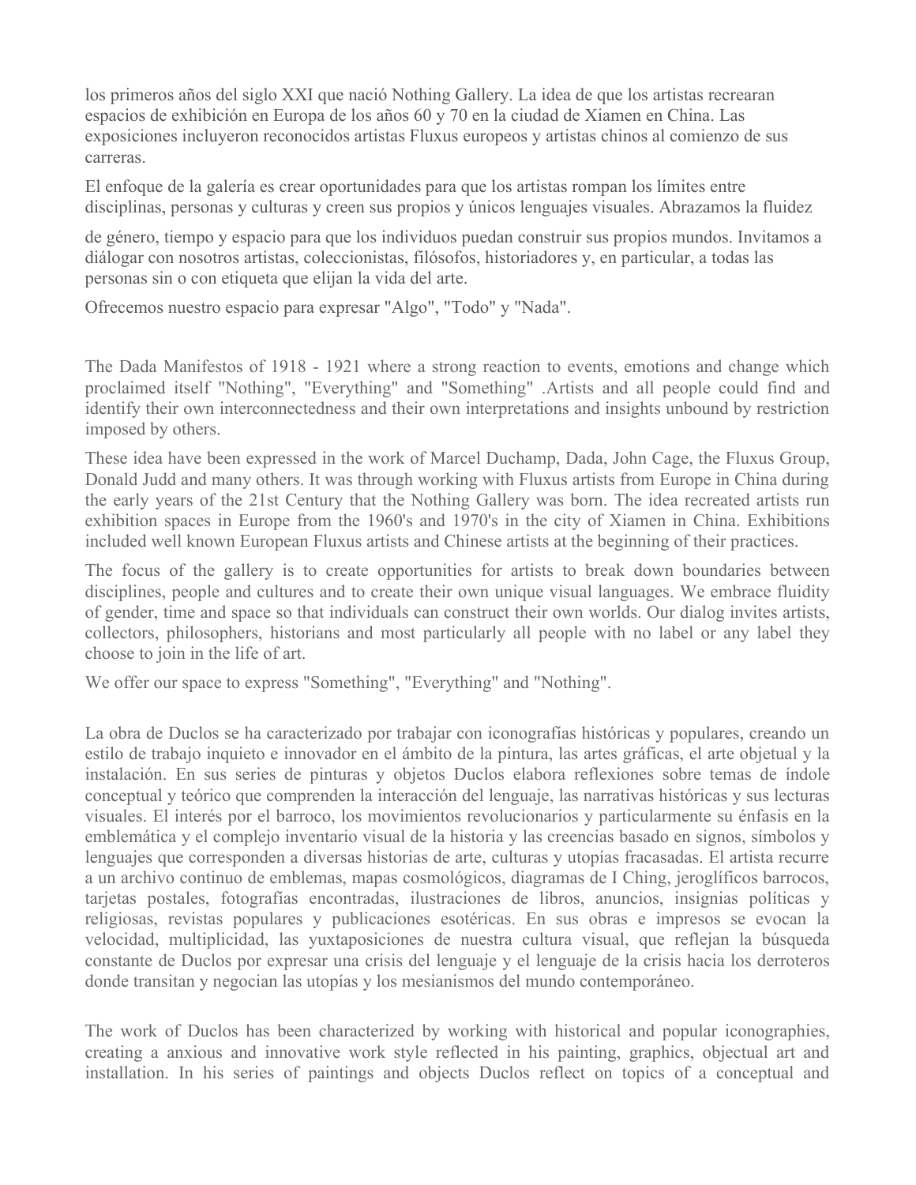los primeros años del siglo XXI que nació Nothing Gallery. La idea de que los artistas recrearan espacios de exhibición en Europa de los años 60 y 70 en la ciudad de Xiamen en China. Las exposiciones incluyeron reconocidos artistas Fluxus europeos y artistas chinos al comienzo de sus carreras.

El enfoque de la galería es crear oportunidades para que los artistas rompan los límites entre disciplinas, personas y culturas y creen sus propios y únicos lenguajes visuales. Abrazamos la fluidez

de género, tiempo y espacio para que los individuos puedan construir sus propios mundos. Invitamos a diálogar con nosotros artistas, coleccionistas, filósofos, historiadores y, en particular, a todas las personas sin o con etiqueta que elijan la vida del arte.

Ofrecemos nuestro espacio para expresar "Algo", "Todo" y "Nada".

The Dada Manifestos of 1918 - 1921 where a strong reaction to events, emotions and change which proclaimed itself "Nothing", "Everything" and "Something" .Artists and all people could find and identify their own interconnectedness and their own interpretations and insights unbound by restriction imposed by others.

These idea have been expressed in the work of Marcel Duchamp, Dada, John Cage, the Fluxus Group, Donald Judd and many others. It was through working with Fluxus artists from Europe in China during the early years of the 21st Century that the Nothing Gallery was born. The idea recreated artists run exhibition spaces in Europe from the 1960's and 1970's in the city of Xiamen in China. Exhibitions included well known European Fluxus artists and Chinese artists at the beginning of their practices.

The focus of the gallery is to create opportunities for artists to break down boundaries between disciplines, people and cultures and to create their own unique visual languages. We embrace fluidity of gender, time and space so that individuals can construct their own worlds. Our dialog invites artists, collectors, philosophers, historians and most particularly all people with no label or any label they choose to join in the life of art.

We offer our space to express "Something", "Everything" and "Nothing".

La obra de Duclos se ha caracterizado por trabajar con iconografías históricas y populares, creando un estilo de trabajo inquieto e innovador en el ámbito de la pintura, las artes gráficas, el arte objetual y la instalación. En sus series de pinturas y objetos Duclos elabora reflexiones sobre temas de índole conceptual y teórico que comprenden la interacción del lenguaje, las narrativas históricas y sus lecturas visuales. El interés por el barroco, los movimientos revolucionarios y particularmente su énfasis en la emblemática y el complejo inventario visual de la historia y las creencias basado en signos, símbolos y lenguajes que corresponden a diversas historias de arte, culturas y utopías fracasadas. El artista recurre a un archivo continuo de emblemas, mapas cosmológicos, diagramas de I Ching, jeroglíficos barrocos, tarjetas postales, fotografías encontradas, ilustraciones de libros, anuncios, insignias políticas y religiosas, revistas populares y publicaciones esotéricas. En sus obras e impresos se evocan la velocidad, multiplicidad, las yuxtaposiciones de nuestra cultura visual, que reflejan la búsqueda constante de Duclos por expresar una crisis del lenguaje y el lenguaje de la crisis hacia los derroteros donde transitan y negocian las utopías y los mesianismos del mundo contemporáneo.

The work of Duclos has been characterized by working with historical and popular iconographies, creating a anxious and innovative work style reflected in his painting, graphics, objectual art and installation. In his series of paintings and objects Duclos reflect on topics of a conceptual and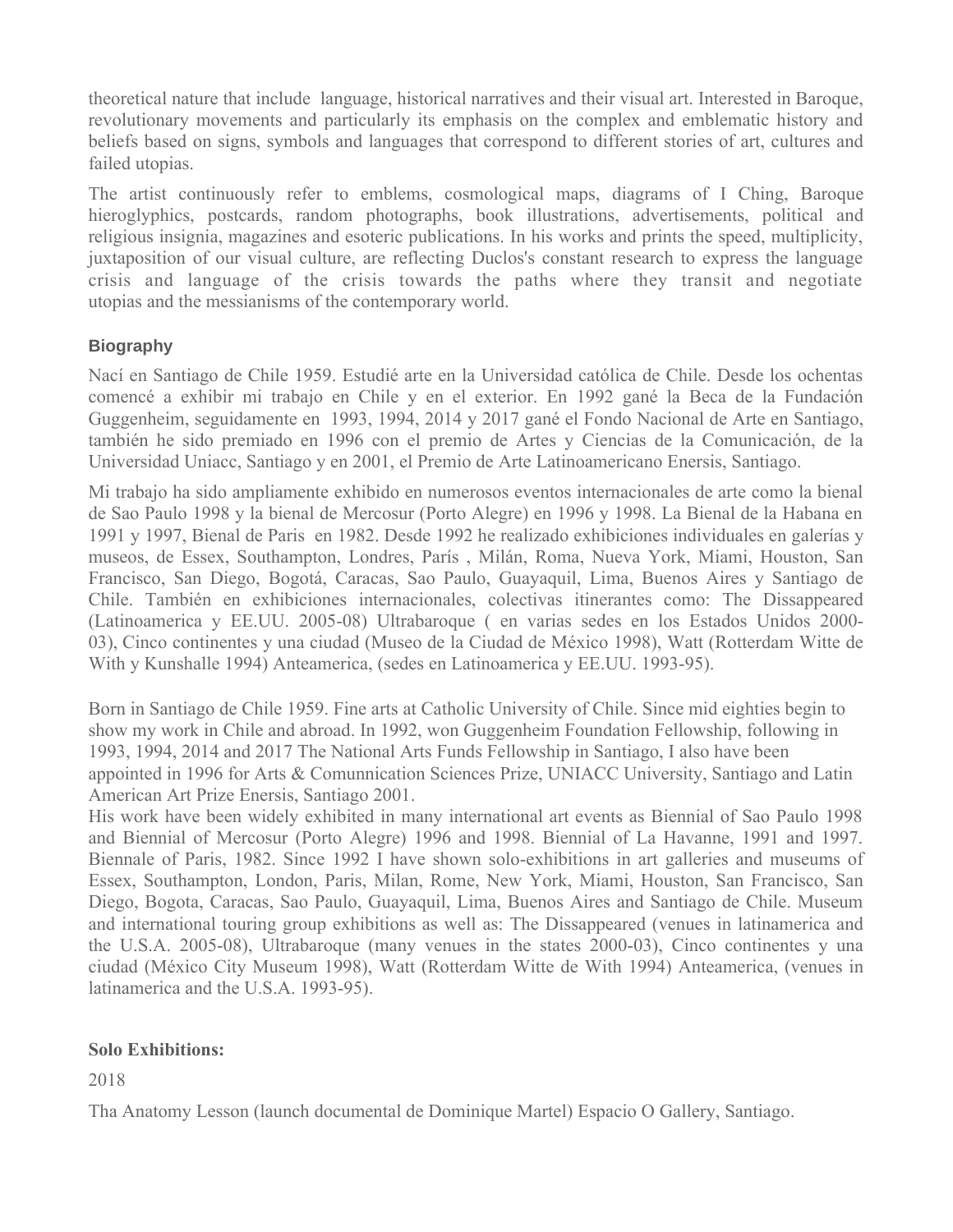theoretical nature that include language, historical narratives and their visual art. Interested in Baroque, revolutionary movements and particularly its emphasis on the complex and emblematic history and beliefs based on signs, symbols and languages that correspond to different stories of art, cultures and failed utopias.

The artist continuously refer to emblems, cosmological maps, diagrams of I Ching, Baroque hieroglyphics, postcards, random photographs, book illustrations, advertisements, political and religious insignia, magazines and esoteric publications. In his works and prints the speed, multiplicity, juxtaposition of our visual culture, are reflecting Duclos's constant research to express the language crisis and language of the crisis towards the paths where they transit and negotiate utopias and the messianisms of the contemporary world.

### Biography

Nací en Santiago de Chile 1959. Estudié arte en la Universidad católica de Chile. Desde los ochentas comencé a exhibir mi trabajo en Chile y en el exterior. En 1992 gané la Beca de la Fundación Guggenheim, seguidamente en 1993, 1994, 2014 y 2017 gané el Fondo Nacional de Arte en Santiago, también he sido premiado en 1996 con el premio de Artes y Ciencias de la Comunicación, de la Universidad Uniacc, Santiago y en 2001, el Premio de Arte Latinoamericano Enersis, Santiago.

Mi trabajo ha sido ampliamente exhibido en numerosos eventos internacionales de arte como la bienal de Sao Paulo 1998 y la bienal de Mercosur (Porto Alegre) en 1996 y 1998. La Bienal de la Habana en 1991 y 1997, Bienal de Paris en 1982. Desde 1992 he realizado exhibiciones individuales en galerías y museos, de Essex, Southampton, Londres, París , Milán, Roma, Nueva York, Miami, Houston, San Francisco, San Diego, Bogotá, Caracas, Sao Paulo, Guayaquil, Lima, Buenos Aires y Santiago de Chile. También en exhibiciones internacionales, colectivas itinerantes como: The Dissappeared (Latinoamerica y EE.UU. 2005-08) Ultrabaroque ( en varias sedes en los Estados Unidos 2000-03), Cinco continentes y una ciudad (Museo de la Ciudad de México 1998), Watt (Rotterdam Witte de With y Kunshalle 1994) Anteamerica, (sedes en Latinoamerica y EE.UU. 1993-95).

Born in Santiago de Chile 1959. Fine arts at Catholic University of Chile. Since mid eighties begin to show my work in Chile and abroad. In 1992, won Guggenheim Foundation Fellowship, following in 1993, 1994, 2014 and 2017 The National Arts Funds Fellowship in Santiago, I also have been appointed in 1996 for Arts & Comunnication Sciences Prize, UNIACC University, Santiago and Latin American Art Prize Enersis, Santiago 2001.

His work have been widely exhibited in many international art events as Biennial of Sao Paulo 1998 and Biennial of Mercosur (Porto Alegre) 1996 and 1998. Biennial of La Havanne, 1991 and 1997. Biennale of Paris, 1982. Since 1992 I have shown solo-exhibitions in art galleries and museums of Essex, Southampton, London, Paris, Milan, Rome, New York, Miami, Houston, San Francisco, San Diego, Bogota, Caracas, Sao Paulo, Guayaquil, Lima, Buenos Aires and Santiago de Chile. Museum and international touring group exhibitions as well as: The Dissappeared (venues in latinamerica and the U.S.A. 2005-08), Ultrabaroque (many venues in the states 2000-03), Cinco continentes y una ciudad (México City Museum 1998), Watt (Rotterdam Witte de With 1994) Anteamerica, (venues in latinamerica and the U.S.A. 1993-95).

**Solo Exhibitions:**

2018

Tha Anatomy Lesson (launch documental de Dominique Martel) Espacio O Gallery, Santiago.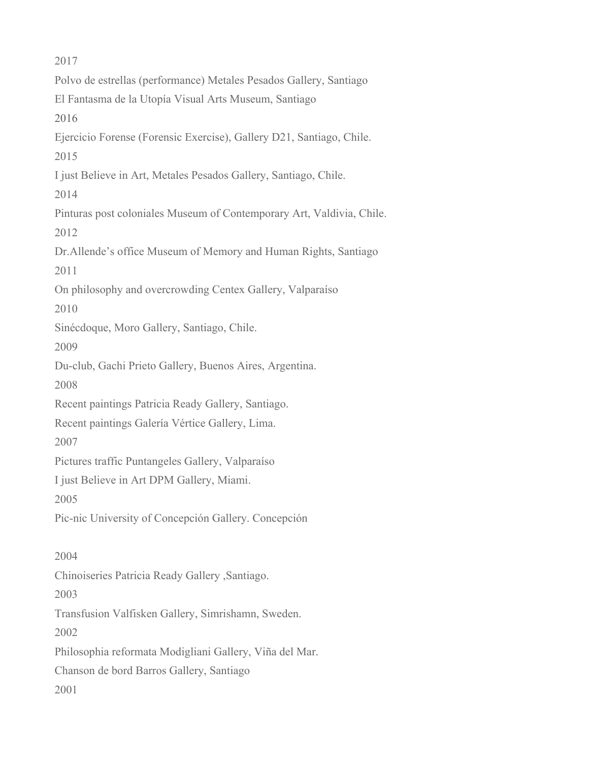2017

Polvo de estrellas (performance) Metales Pesados Gallery, Santiago

El Fantasma de la Utopía Visual Arts Museum, Santiago

2016

Ejercicio Forense (Forensic Exercise), Gallery D21, Santiago, Chile.

2015

I just Believe in Art, Metales Pesados Gallery, Santiago, Chile.

2014

Pinturas post coloniales Museum of Contemporary Art, Valdivia, Chile.

2012

Dr.Allende's office Museum of Memory and Human Rights, Santiago

2011

On philosophy and overcrowding Centex Gallery, Valparaíso

2010

Sinécdoque, Moro Gallery, Santiago, Chile.

2009

Du-club, Gachi Prieto Gallery, Buenos Aires, Argentina.

2008

Recent paintings Patricia Ready Gallery, Santiago.

Recent paintings Galería Vértice Gallery, Lima.

2007

Pictures traffic Puntangeles Gallery, Valparaíso

I just Believe in Art DPM Gallery, Miami.

2005

Pic-nic University of Concepción Gallery. Concepción

2004

Chinoiseries Patricia Ready Gallery ,Santiago.

2003

Transfusion Valfisken Gallery, Simrishamn, Sweden.

2002

Philosophia reformata Modigliani Gallery, Viña del Mar.

Chanson de bord Barros Gallery, Santiago

2001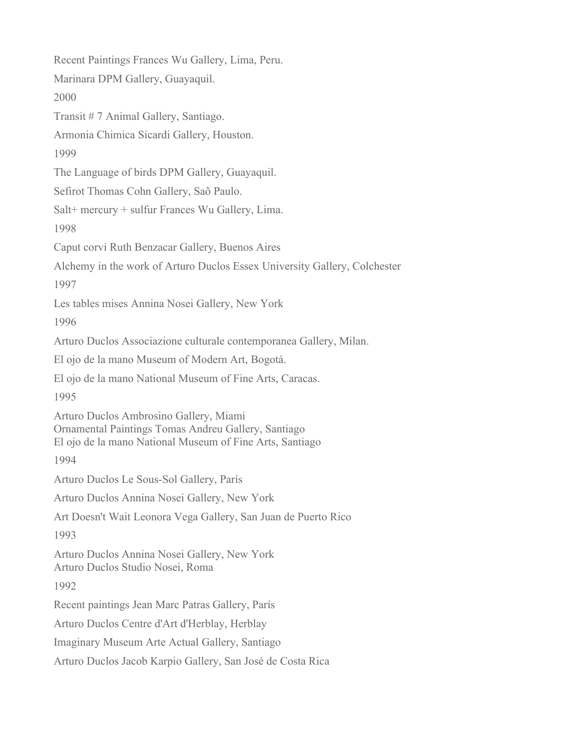Recent Paintings Frances Wu Gallery, Lima, Peru.

Marinara DPM Gallery, Guayaquil.

2000

Transit # 7 Animal Gallery, Santiago.

Armonia Chimica Sicardi Gallery, Houston.

1999

The Language of birds DPM Gallery, Guayaquil.

Sefirot Thomas Cohn Gallery, Saõ Paulo.

Salt+ mercury + sulfur Frances Wu Gallery, Lima.

1998

Caput corvi Ruth Benzacar Gallery, Buenos Aires

Alchemy in the work of Arturo Duclos Essex University Gallery, Colchester

1997

Les tables mises Annina Nosei Gallery, New York

1996

Arturo Duclos Associazione culturale contemporanea Gallery, Milan.

El ojo de la mano Museum of Modern Art, Bogotá.

El ojo de la mano National Museum of Fine Arts, Caracas.

1995

Arturo Duclos Ambrosino Gallery, Miami
Ornamental Paintings Tomas Andreu Gallery, Santiago
El ojo de la mano National Museum of Fine Arts, Santiago

1994

Arturo Duclos Le Sous-Sol Gallery, París

Arturo Duclos Annina Nosei Gallery, New York

Art Doesn't Wait Leonora Vega Gallery, San Juan de Puerto Rico

1993

Arturo Duclos Annina Nosei Gallery, New York
Arturo Duclos Studio Nosei, Roma

1992

Recent paintings Jean Marc Patras Gallery, París

Arturo Duclos Centre d'Art d'Herblay, Herblay

Imaginary Museum Arte Actual Gallery, Santiago

Arturo Duclos Jacob Karpio Gallery, San José de Costa Rica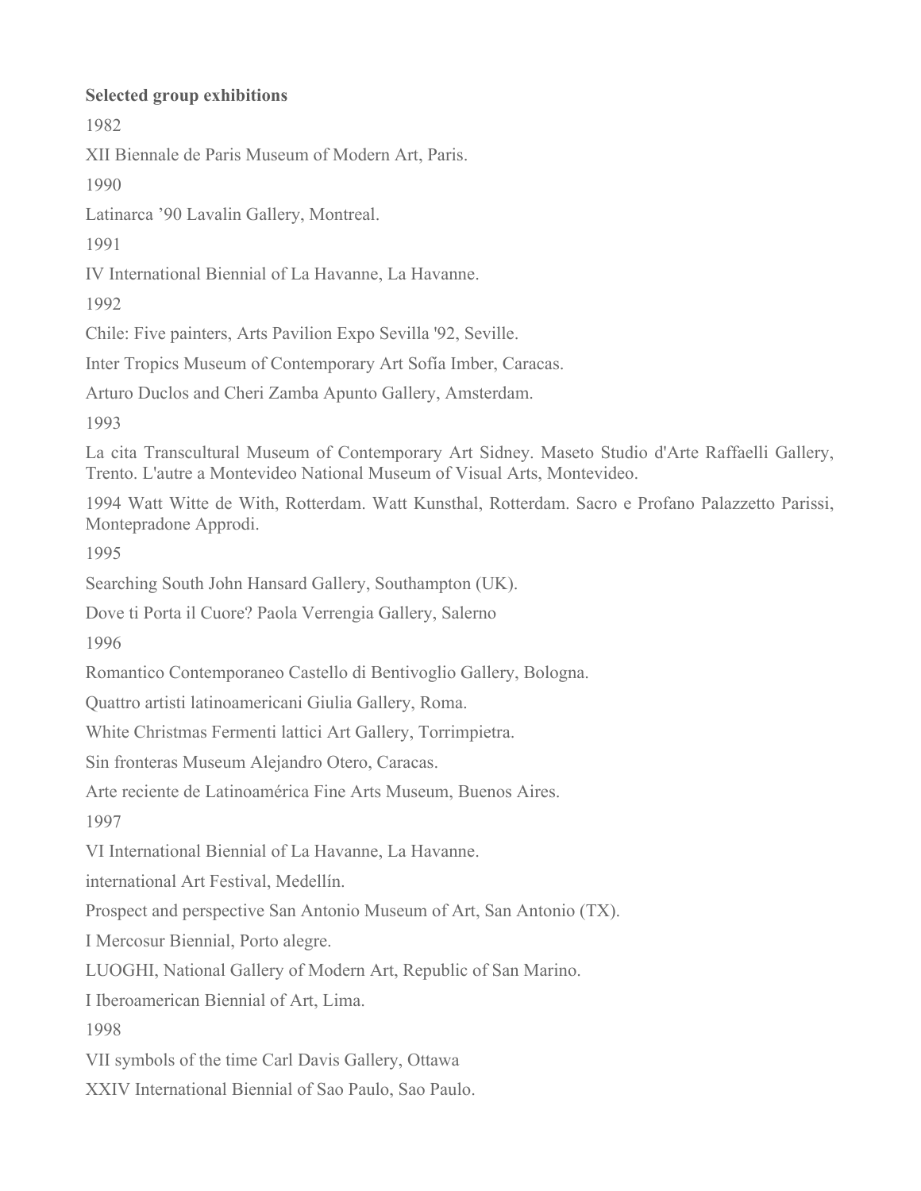**Selected group exhibitions**

1982

XII Biennale de Paris Museum of Modern Art, Paris.

1990

Latinarca ’90 Lavalin Gallery, Montreal.

1991

IV International Biennial of La Havanne, La Havanne.

1992

Chile: Five painters, Arts Pavilion Expo Sevilla '92, Seville.

Inter Tropics Museum of Contemporary Art Sofía Imber, Caracas.

Arturo Duclos and Cheri Zamba Apunto Gallery, Amsterdam.

1993

La cita Transcultural Museum of Contemporary Art Sidney. Maseto Studio d'Arte Raffaelli Gallery, Trento. L'autre a Montevideo National Museum of Visual Arts, Montevideo.

1994 Watt Witte de With, Rotterdam. Watt Kunsthal, Rotterdam. Sacro e Profano Palazzetto Parissi, Montepradone Approdi.

1995

Searching South John Hansard Gallery, Southampton (UK).

Dove ti Porta il Cuore? Paola Verrengia Gallery, Salerno

1996

Romantico Contemporaneo Castello di Bentivoglio Gallery, Bologna.

Quattro artisti latinoamericani Giulia Gallery, Roma.

White Christmas Fermenti lattici Art Gallery, Torrimpietra.

Sin fronteras Museum Alejandro Otero, Caracas.

Arte reciente de Latinoamérica Fine Arts Museum, Buenos Aires.

1997

VI International Biennial of La Havanne, La Havanne.

international Art Festival, Medellín.

Prospect and perspective San Antonio Museum of Art, San Antonio (TX).

I Mercosur Biennial, Porto alegre.

LUOGHI, National Gallery of Modern Art, Republic of San Marino.

I Iberoamerican Biennial of Art, Lima.

1998

VII symbols of the time Carl Davis Gallery, Ottawa

XXIV International Biennial of Sao Paulo, Sao Paulo.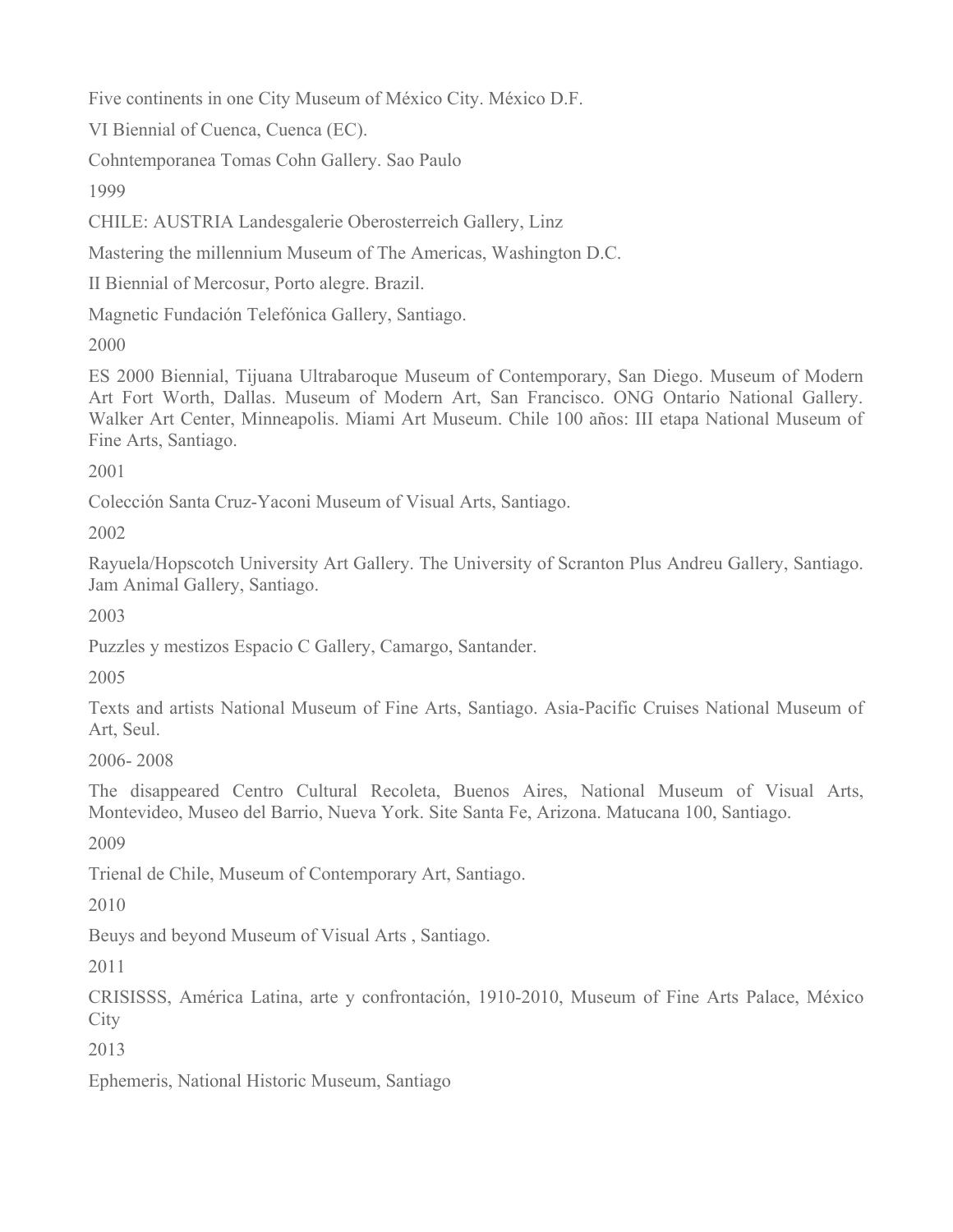Five continents in one City Museum of México City. México D.F.

VI Biennial of Cuenca, Cuenca (EC).

Cohntemporanea Tomas Cohn Gallery. Sao Paulo

1999

CHILE: AUSTRIA Landesgalerie Oberosterreich Gallery, Linz

Mastering the millennium Museum of The Americas, Washington D.C.

II Biennial of Mercosur, Porto alegre. Brazil.

Magnetic Fundación Telefónica Gallery, Santiago.

2000

ES 2000 Biennial, Tijuana Ultrabaroque Museum of Contemporary, San Diego. Museum of Modern Art Fort Worth, Dallas. Museum of Modern Art, San Francisco. ONG Ontario National Gallery. Walker Art Center, Minneapolis. Miami Art Museum. Chile 100 años: III etapa National Museum of Fine Arts, Santiago.

2001

Colección Santa Cruz-Yaconi Museum of Visual Arts, Santiago.

2002

Rayuela/Hopscotch University Art Gallery. The University of Scranton Plus Andreu Gallery, Santiago. Jam Animal Gallery, Santiago.

2003

Puzzles y mestizos Espacio C Gallery, Camargo, Santander.

2005

Texts and artists National Museum of Fine Arts, Santiago. Asia-Pacific Cruises National Museum of Art, Seul.

2006- 2008

The disappeared Centro Cultural Recoleta, Buenos Aires, National Museum of Visual Arts, Montevideo, Museo del Barrio, Nueva York. Site Santa Fe, Arizona. Matucana 100, Santiago.

2009

Trienal de Chile, Museum of Contemporary Art, Santiago.

2010

Beuys and beyond Museum of Visual Arts , Santiago.

2011

CRISISSS, América Latina, arte y confrontación, 1910-2010, Museum of Fine Arts Palace, México City

2013

Ephemeris, National Historic Museum, Santiago